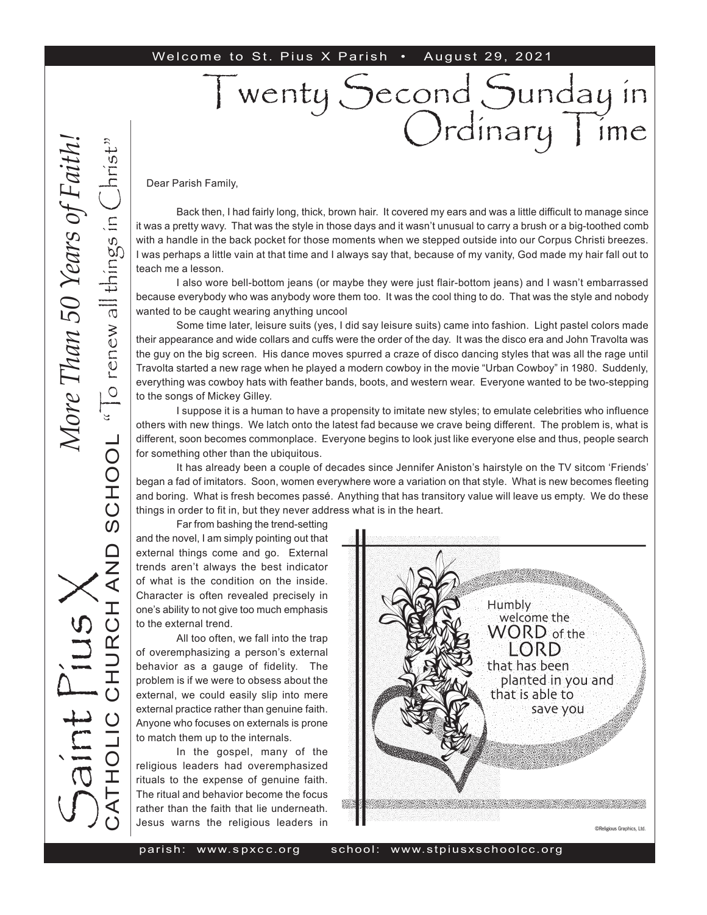Welcome to St. Pius X Parish • August 29, 2021

# Twenty Second Sunday in Ordinary Time

*More Than 50 Years of Faith!*

Saint Pius X CATHOLIC CHURCH AND SCHOOL "To renew all things in Christ"

Dear Parish Family,

Back then, I had fairly long, thick, brown hair. It covered my ears and was a little difficult to manage since it was a pretty wavy. That was the style in those days and it wasn't unusual to carry a brush or a big-toothed comb with a handle in the back pocket for those moments when we stepped outside into our Corpus Christi breezes. I was perhaps a little vain at that time and I always say that, because of my vanity, God made my hair fall out to teach me a lesson.

I also wore bell-bottom jeans (or maybe they were just flair-bottom jeans) and I wasn't embarrassed because everybody who was anybody wore them too. It was the cool thing to do. That was the style and nobody wanted to be caught wearing anything uncool

Some time later, leisure suits (yes, I did say leisure suits) came into fashion. Light pastel colors made their appearance and wide collars and cuffs were the order of the day. It was the disco era and John Travolta was the guy on the big screen. His dance moves spurred a craze of disco dancing styles that was all the rage until Travolta started a new rage when he played a modern cowboy in the movie "Urban Cowboy" in 1980. Suddenly, everything was cowboy hats with feather bands, boots, and western wear. Everyone wanted to be two-stepping to the songs of Mickey Gilley.

I suppose it is a human to have a propensity to imitate new styles; to emulate celebrities who influence others with new things. We latch onto the latest fad because we crave being different. The problem is, what is different, soon becomes commonplace. Everyone begins to look just like everyone else and thus, people search for something other than the ubiquitous.

It has already been a couple of decades since Jennifer Aniston's hairstyle on the TV sitcom 'Friends' began a fad of imitators. Soon, women everywhere wore a variation on that style. What is new becomes fleeting and boring. What is fresh becomes passé. Anything that has transitory value will leave us empty. We do these things in order to fit in, but they never address what is in the heart.

Far from bashing the trend-setting and the novel, I am simply pointing out that external things come and go. External trends aren't always the best indicator of what is the condition on the inside. Character is often revealed precisely in one's ability to not give too much emphasis to the external trend.

All too often, we fall into the trap of overemphasizing a person's external behavior as a gauge of fidelity. The problem is if we were to obsess about the external, we could easily slip into mere external practice rather than genuine faith. Anyone who focuses on externals is prone to match them up to the internals.

In the gospel, many of the religious leaders had overemphasized rituals to the expense of genuine faith. The ritual and behavior become the focus rather than the faith that lie underneath. Jesus warns the religious leaders in

Humbly welcome the WORD of the LORD that has been planted in you and that is able to save you

©Religious Graphics, Ltd.

parish: www.spxcc.org school: www.stpiusxschoolcc.org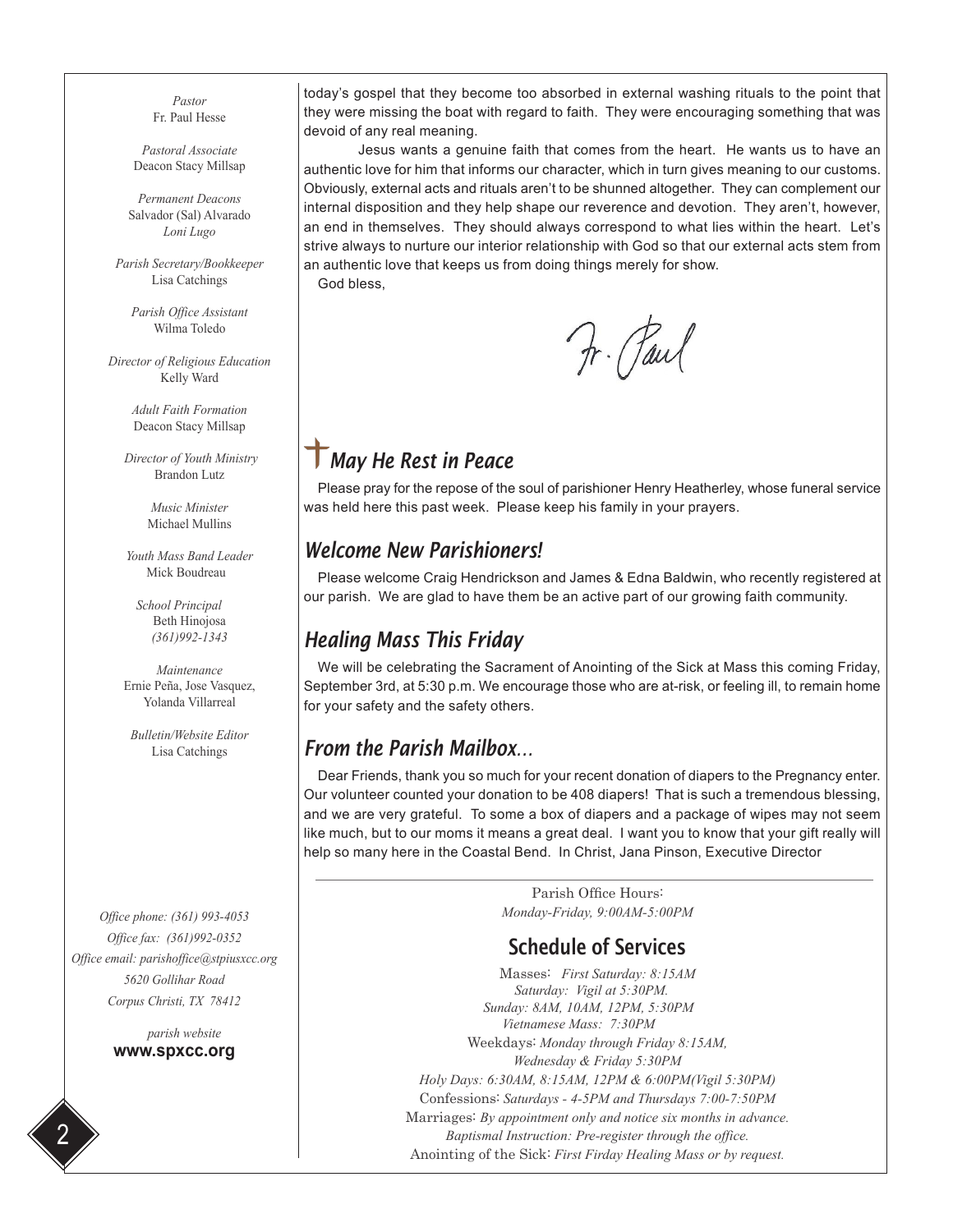*Pastor*
Fr. Paul Hesse

*Pastoral Associate*
Deacon Stacy Millsap

*Permanent Deacons*
Salvador (Sal) Alvarado
*Loni Lugo*

*Parish Secretary/Bookkeeper*
Lisa Catchings

*Parish Office Assistant*
Wilma Toledo

*Director of Religious Education*
Kelly Ward

*Adult Faith Formation*
Deacon Stacy Millsap

*Director of Youth Ministry*
Brandon Lutz

*Music Minister*
Michael Mullins

*Youth Mass Band Leader*
Mick Boudreau

*School Principal*
Beth Hinojosa
*(361)992-1343*

*Maintenance*
Ernie Peña, Jose Vasquez, Yolanda Villarreal

*Bulletin/Website Editor*
Lisa Catchings

*Office phone: (361) 993-4053*
*Office fax: (361)992-0352*
*Office email: parishoffice@stpiusxcc.org*
*5620 Gollihar Road*
*Corpus Christi, TX 78412*

*parish website*
**www.spxcc.org**

today's gospel that they become too absorbed in external washing rituals to the point that they were missing the boat with regard to faith. They were encouraging something that was devoid of any real meaning.

Jesus wants a genuine faith that comes from the heart. He wants us to have an authentic love for him that informs our character, which in turn gives meaning to our customs. Obviously, external acts and rituals aren't to be shunned altogether. They can complement our internal disposition and they help shape our reverence and devotion. They aren't, however, an end in themselves. They should always correspond to what lies within the heart. Let's strive always to nurture our interior relationship with God so that our external acts stem from an authentic love that keeps us from doing things merely for show.

God bless,

Fr. Paul

## May He Rest in Peace

Please pray for the repose of the soul of parishioner Henry Heatherley, whose funeral service was held here this past week. Please keep his family in your prayers.

## Welcome New Parishioners!

Please welcome Craig Hendrickson and James & Edna Baldwin, who recently registered at our parish. We are glad to have them be an active part of our growing faith community.

## Healing Mass This Friday

We will be celebrating the Sacrament of Anointing of the Sick at Mass this coming Friday, September 3rd, at 5:30 p.m. We encourage those who are at-risk, or feeling ill, to remain home for your safety and the safety others.

## From the Parish Mailbox…

Dear Friends, thank you so much for your recent donation of diapers to the Pregnancy enter. Our volunteer counted your donation to be 408 diapers! That is such a tremendous blessing, and we are very grateful. To some a box of diapers and a package of wipes may not seem like much, but to our moms it means a great deal. I want you to know that your gift really will help so many here in the Coastal Bend. In Christ, Jana Pinson, Executive Director

---

Parish Office Hours:
*Monday-Friday, 9:00AM-5:00PM*

## Schedule of Services

Masses: *First Saturday: 8:15AM*
*Saturday: Vigil at 5:30PM.*
*Sunday: 8AM, 10AM, 12PM, 5:30PM*
*Vietnamese Mass: 7:30PM*
Weekdays: *Monday through Friday 8:15AM,*
*Wednesday & Friday 5:30PM*
*Holy Days: 6:30AM, 8:15AM, 12PM & 6:00PM(Vigil 5:30PM)*
Confessions: *Saturdays - 4-5PM and Thursdays 7:00-7:50PM*
Marriages: *By appointment only and notice six months in advance.*
*Baptismal Instruction: Pre-register through the office.*
Anointing of the Sick: *First Firday Healing Mass or by request.*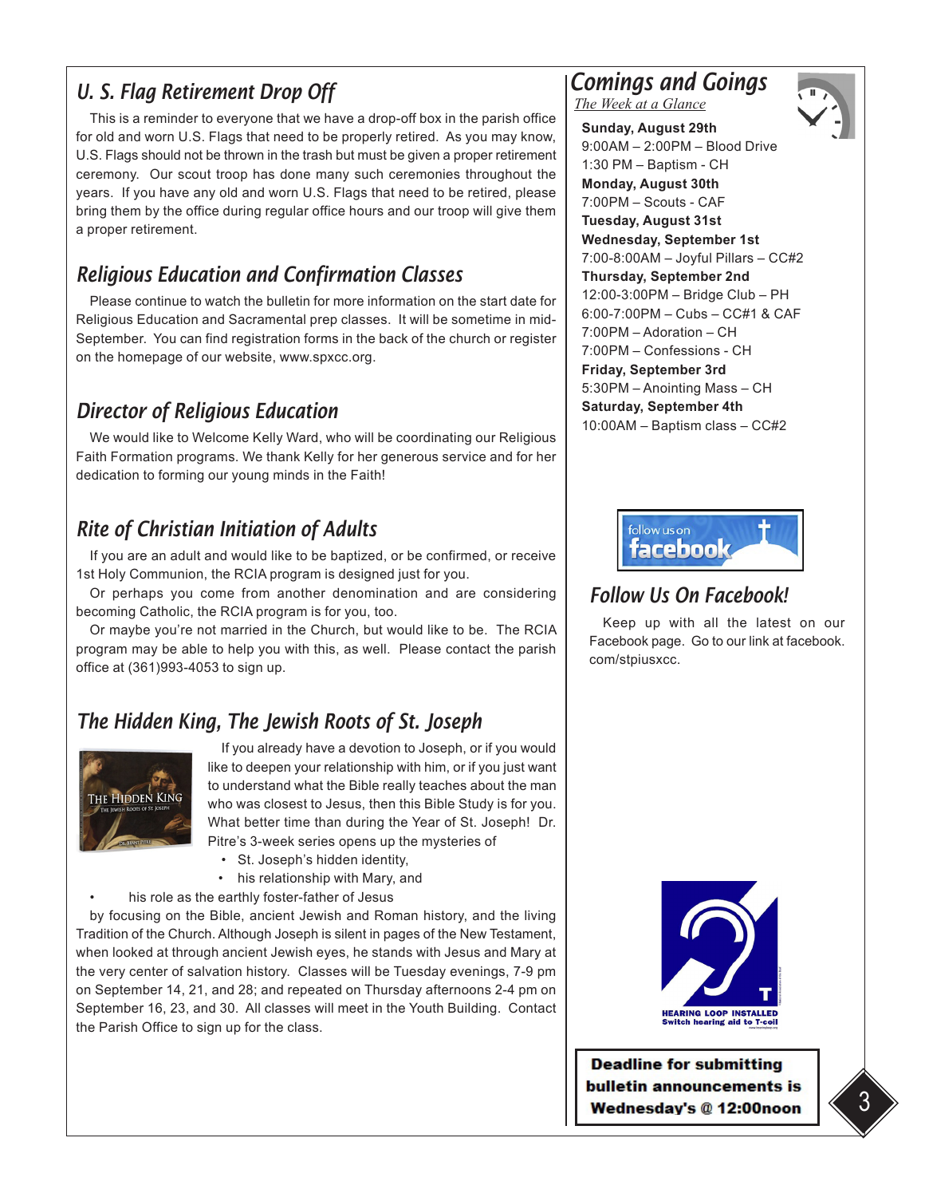## U. S. Flag Retirement Drop Off

This is a reminder to everyone that we have a drop-off box in the parish office for old and worn U.S. Flags that need to be properly retired. As you may know, U.S. Flags should not be thrown in the trash but must be given a proper retirement ceremony. Our scout troop has done many such ceremonies throughout the years. If you have any old and worn U.S. Flags that need to be retired, please bring them by the office during regular office hours and our troop will give them a proper retirement.

## Religious Education and Confirmation Classes

Please continue to watch the bulletin for more information on the start date for Religious Education and Sacramental prep classes. It will be sometime in mid-September. You can find registration forms in the back of the church or register on the homepage of our website, www.spxcc.org.

## Director of Religious Education

We would like to Welcome Kelly Ward, who will be coordinating our Religious Faith Formation programs. We thank Kelly for her generous service and for her dedication to forming our young minds in the Faith!

## Rite of Christian Initiation of Adults

If you are an adult and would like to be baptized, or be confirmed, or receive 1st Holy Communion, the RCIA program is designed just for you.

Or perhaps you come from another denomination and are considering becoming Catholic, the RCIA program is for you, too.

Or maybe you're not married in the Church, but would like to be. The RCIA program may be able to help you with this, as well. Please contact the parish office at (361)993-4053 to sign up.

## The Hidden King, The Jewish Roots of St. Joseph

If you already have a devotion to Joseph, or if you would like to deepen your relationship with him, or if you just want to understand what the Bible really teaches about the man who was closest to Jesus, then this Bible Study is for you. What better time than during the Year of St. Joseph! Dr. Pitre's 3-week series opens up the mysteries of

- St. Joseph's hidden identity,
- his relationship with Mary, and
- his role as the earthly foster-father of Jesus

by focusing on the Bible, ancient Jewish and Roman history, and the living Tradition of the Church. Although Joseph is silent in pages of the New Testament, when looked at through ancient Jewish eyes, he stands with Jesus and Mary at the very center of salvation history. Classes will be Tuesday evenings, 7-9 pm on September 14, 21, and 28; and repeated on Thursday afternoons 2-4 pm on September 16, 23, and 30. All classes will meet in the Youth Building. Contact the Parish Office to sign up for the class.

## Comings and Goings

*The Week at a Glance*

**Sunday, August 29th**
9:00AM – 2:00PM – Blood Drive
1:30 PM – Baptism - CH

**Monday, August 30th**
7:00PM – Scouts - CAF

**Tuesday, August 31st**

**Wednesday, September 1st**
7:00-8:00AM – Joyful Pillars – CC#2

**Thursday, September 2nd**
12:00-3:00PM – Bridge Club – PH
6:00-7:00PM – Cubs – CC#1 & CAF
7:00PM – Adoration – CH
7:00PM – Confessions - CH

**Friday, September 3rd**
5:30PM – Anointing Mass – CH

**Saturday, September 4th**
10:00AM – Baptism class – CC#2

## Follow Us On Facebook!

Keep up with all the latest on our Facebook page. Go to our link at facebook.com/stpiusxcc.

HEARING LOOP INSTALLED
Switch hearing aid to T-coil

**Deadline for submitting bulletin announcements is Wednesday's @ 12:00noon**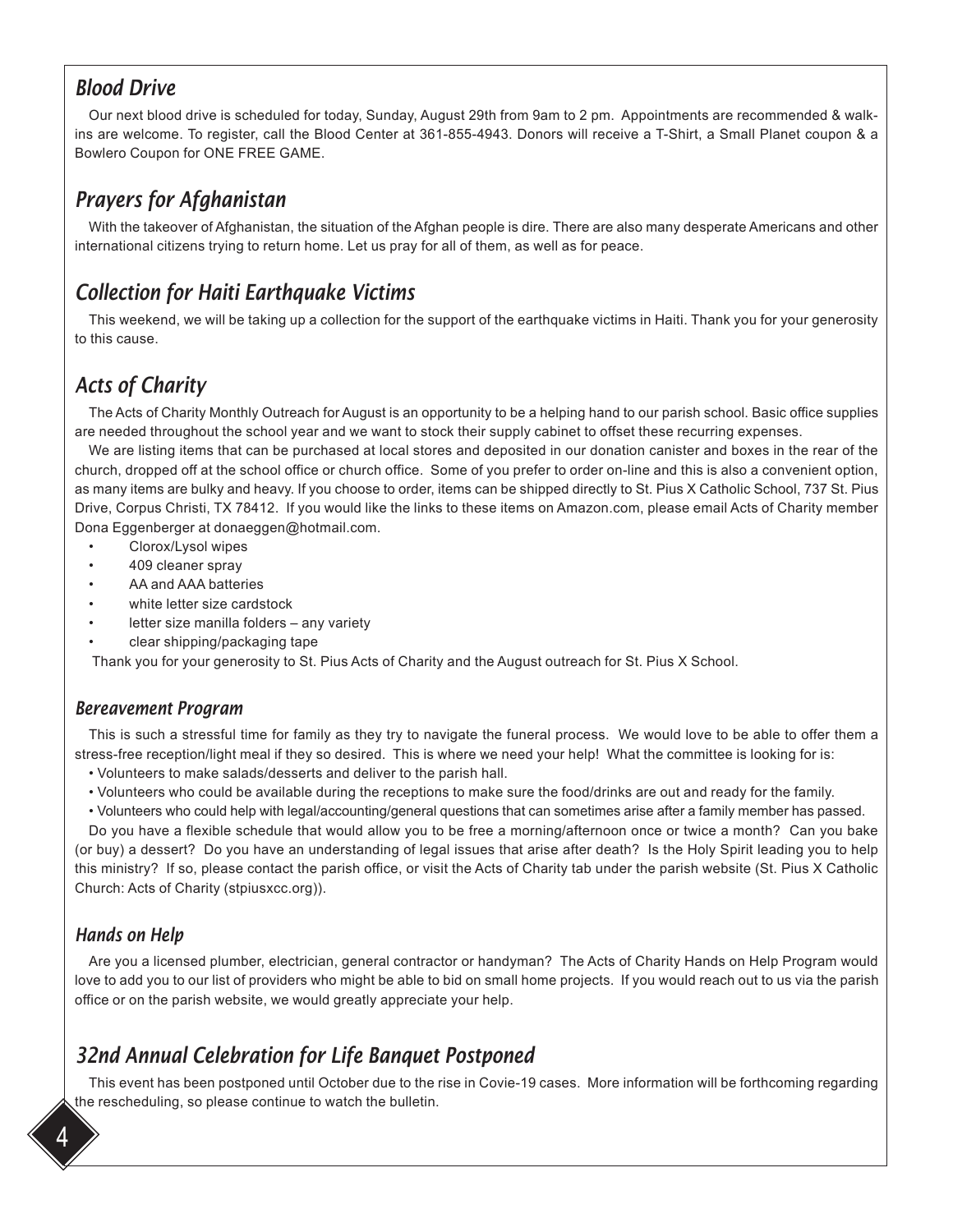## Blood Drive

Our next blood drive is scheduled for today, Sunday, August 29th from 9am to 2 pm. Appointments are recommended & walk-ins are welcome. To register, call the Blood Center at 361-855-4943. Donors will receive a T-Shirt, a Small Planet coupon & a Bowlero Coupon for ONE FREE GAME.

## Prayers for Afghanistan

With the takeover of Afghanistan, the situation of the Afghan people is dire. There are also many desperate Americans and other international citizens trying to return home. Let us pray for all of them, as well as for peace.

## Collection for Haiti Earthquake Victims

This weekend, we will be taking up a collection for the support of the earthquake victims in Haiti. Thank you for your generosity to this cause.

## Acts of Charity

The Acts of Charity Monthly Outreach for August is an opportunity to be a helping hand to our parish school. Basic office supplies are needed throughout the school year and we want to stock their supply cabinet to offset these recurring expenses.

We are listing items that can be purchased at local stores and deposited in our donation canister and boxes in the rear of the church, dropped off at the school office or church office. Some of you prefer to order on-line and this is also a convenient option, as many items are bulky and heavy. If you choose to order, items can be shipped directly to St. Pius X Catholic School, 737 St. Pius Drive, Corpus Christi, TX 78412. If you would like the links to these items on Amazon.com, please email Acts of Charity member Dona Eggenberger at donaeggen@hotmail.com.

- Clorox/Lysol wipes
- 409 cleaner spray
- AA and AAA batteries
- white letter size cardstock
- letter size manilla folders – any variety
- clear shipping/packaging tape

Thank you for your generosity to St. Pius Acts of Charity and the August outreach for St. Pius X School.

### Bereavement Program

This is such a stressful time for family as they try to navigate the funeral process. We would love to be able to offer them a stress-free reception/light meal if they so desired. This is where we need your help! What the committee is looking for is:

- Volunteers to make salads/desserts and deliver to the parish hall.
- Volunteers who could be available during the receptions to make sure the food/drinks are out and ready for the family.
- Volunteers who could help with legal/accounting/general questions that can sometimes arise after a family member has passed.

Do you have a flexible schedule that would allow you to be free a morning/afternoon once or twice a month? Can you bake (or buy) a dessert? Do you have an understanding of legal issues that arise after death? Is the Holy Spirit leading you to help this ministry? If so, please contact the parish office, or visit the Acts of Charity tab under the parish website (St. Pius X Catholic Church: Acts of Charity (stpiusxcc.org)).

### Hands on Help

Are you a licensed plumber, electrician, general contractor or handyman? The Acts of Charity Hands on Help Program would love to add you to our list of providers who might be able to bid on small home projects. If you would reach out to us via the parish office or on the parish website, we would greatly appreciate your help.

## 32nd Annual Celebration for Life Banquet Postponed

This event has been postponed until October due to the rise in Covie-19 cases. More information will be forthcoming regarding the rescheduling, so please continue to watch the bulletin.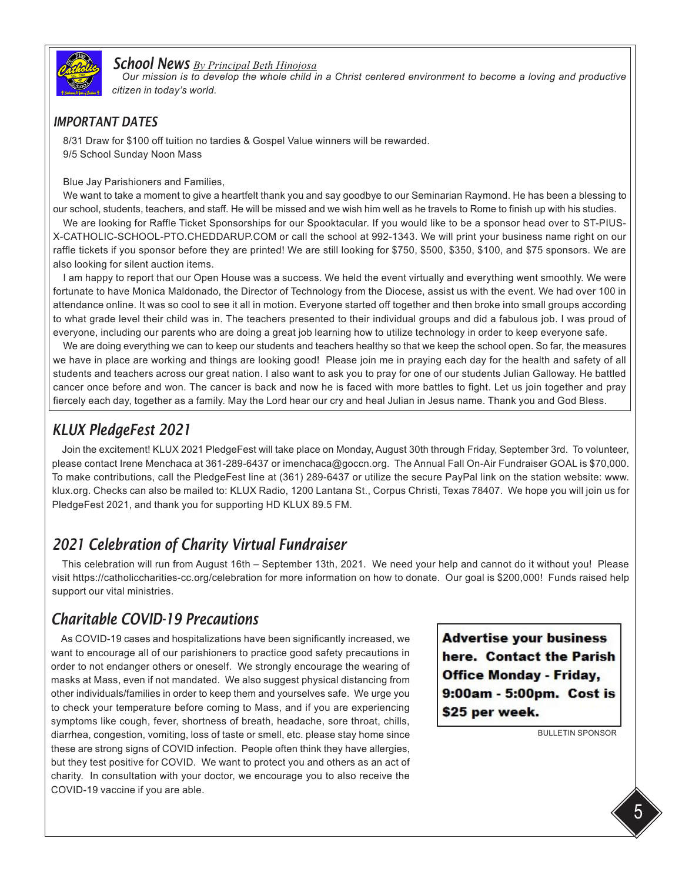## School News *By Principal Beth Hinojosa*

*Our mission is to develop the whole child in a Christ centered environment to become a loving and productive citizen in today's world.*

### IMPORTANT DATES

8/31 Draw for $100 off tuition no tardies & Gospel Value winners will be rewarded.
9/5 School Sunday Noon Mass

Blue Jay Parishioners and Families,

We want to take a moment to give a heartfelt thank you and say goodbye to our Seminarian Raymond. He has been a blessing to our school, students, teachers, and staff. He will be missed and we wish him well as he travels to Rome to finish up with his studies.

We are looking for Raffle Ticket Sponsorships for our Spooktacular. If you would like to be a sponsor head over to ST-PIUS-X-CATHOLIC-SCHOOL-PTO.CHEDDARUP.COM or call the school at 992-1343. We will print your business name right on our raffle tickets if you sponsor before they are printed! We are still looking for $750, $500, $350, $100, and $75 sponsors. We are also looking for silent auction items.

I am happy to report that our Open House was a success. We held the event virtually and everything went smoothly. We were fortunate to have Monica Maldonado, the Director of Technology from the Diocese, assist us with the event. We had over 100 in attendance online. It was so cool to see it all in motion. Everyone started off together and then broke into small groups according to what grade level their child was in. The teachers presented to their individual groups and did a fabulous job. I was proud of everyone, including our parents who are doing a great job learning how to utilize technology in order to keep everyone safe.

We are doing everything we can to keep our students and teachers healthy so that we keep the school open. So far, the measures we have in place are working and things are looking good! Please join me in praying each day for the health and safety of all students and teachers across our great nation. I also want to ask you to pray for one of our students Julian Galloway. He battled cancer once before and won. The cancer is back and now he is faced with more battles to fight. Let us join together and pray fiercely each day, together as a family. May the Lord hear our cry and heal Julian in Jesus name. Thank you and God Bless.

## KLUX PledgeFest 2021

Join the excitement! KLUX 2021 PledgeFest will take place on Monday, August 30th through Friday, September 3rd. To volunteer, please contact Irene Menchaca at 361-289-6437 or imenchaca@goccn.org. The Annual Fall On-Air Fundraiser GOAL is $70,000. To make contributions, call the PledgeFest line at (361) 289-6437 or utilize the secure PayPal link on the station website: www.klux.org. Checks can also be mailed to: KLUX Radio, 1200 Lantana St., Corpus Christi, Texas 78407. We hope you will join us for PledgeFest 2021, and thank you for supporting HD KLUX 89.5 FM.

## 2021 Celebration of Charity Virtual Fundraiser

This celebration will run from August 16th – September 13th, 2021. We need your help and cannot do it without you! Please visit https://catholiccharities-cc.org/celebration for more information on how to donate. Our goal is $200,000! Funds raised help support our vital ministries.

## Charitable COVID-19 Precautions

As COVID-19 cases and hospitalizations have been significantly increased, we want to encourage all of our parishioners to practice good safety precautions in order to not endanger others or oneself. We strongly encourage the wearing of masks at Mass, even if not mandated. We also suggest physical distancing from other individuals/families in order to keep them and yourselves safe. We urge you to check your temperature before coming to Mass, and if you are experiencing symptoms like cough, fever, shortness of breath, headache, sore throat, chills, diarrhea, congestion, vomiting, loss of taste or smell, etc. please stay home since these are strong signs of COVID infection. People often think they have allergies, but they test positive for COVID. We want to protect you and others as an act of charity. In consultation with your doctor, we encourage you to also receive the COVID-19 vaccine if you are able.

**Advertise your business here. Contact the Parish Office Monday - Friday, 9:00am - 5:00pm. Cost is $25 per week.**

BULLETIN SPONSOR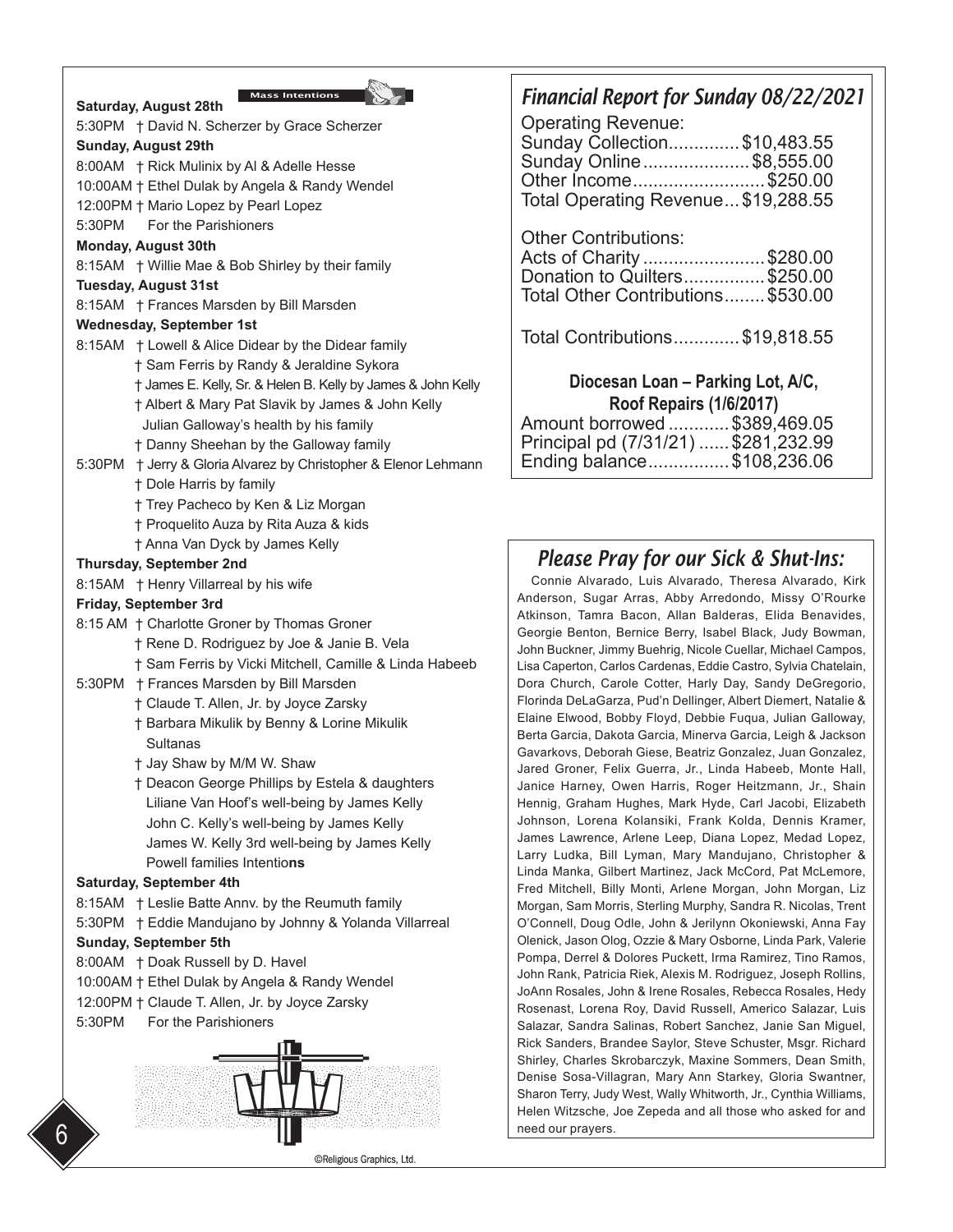## Mass Intentions

**Saturday, August 28th**

5:30PM † David N. Scherzer by Grace Scherzer

**Sunday, August 29th**

8:00AM † Rick Mulinix by Al & Adelle Hesse

10:00AM † Ethel Dulak by Angela & Randy Wendel

12:00PM † Mario Lopez by Pearl Lopez

5:30PM For the Parishioners

**Monday, August 30th**

8:15AM † Willie Mae & Bob Shirley by their family

**Tuesday, August 31st**

8:15AM † Frances Marsden by Bill Marsden

**Wednesday, September 1st**

8:15AM † Lowell & Alice Didear by the Didear family
† Sam Ferris by Randy & Jeraldine Sykora
† James E. Kelly, Sr. & Helen B. Kelly by James & John Kelly
† Albert & Mary Pat Slavik by James & John Kelly
Julian Galloway's health by his family
† Danny Sheehan by the Galloway family

5:30PM † Jerry & Gloria Alvarez by Christopher & Elenor Lehmann
† Dole Harris by family
† Trey Pacheco by Ken & Liz Morgan
† Proquelito Auza by Rita Auza & kids
† Anna Van Dyck by James Kelly

**Thursday, September 2nd**

8:15AM † Henry Villarreal by his wife

**Friday, September 3rd**

8:15 AM † Charlotte Groner by Thomas Groner
† Rene D. Rodriguez by Joe & Janie B. Vela
† Sam Ferris by Vicki Mitchell, Camille & Linda Habeeb

5:30PM † Frances Marsden by Bill Marsden
† Claude T. Allen, Jr. by Joyce Zarsky
† Barbara Mikulik by Benny & Lorine Mikulik Sultanas
† Jay Shaw by M/M W. Shaw
† Deacon George Phillips by Estela & daughters
Liliane Van Hoof's well-being by James Kelly
John C. Kelly's well-being by James Kelly
James W. Kelly 3rd well-being by James Kelly
Powell families Intentio**ns**

**Saturday, September 4th**

8:15AM † Leslie Batte Annv. by the Reumuth family

5:30PM † Eddie Mandujano by Johnny & Yolanda Villarreal

**Sunday, September 5th**

8:00AM † Doak Russell by D. Havel

10:00AM † Ethel Dulak by Angela & Randy Wendel

12:00PM † Claude T. Allen, Jr. by Joyce Zarsky

5:30PM For the Parishioners

©Religious Graphics, Ltd.

## *Financial Report for Sunday 08/22/2021*

Operating Revenue:
Sunday Collection.............. $10,483.55
Sunday Online..................... $8,555.00
Other Income.......................... $250.00
Total Operating Revenue... $19,288.55

Other Contributions:
Acts of Charity ........................ $280.00
Donation to Quilters................ $250.00
Total Other Contributions........ $530.00

Total Contributions............. $19,818.55

**Diocesan Loan – Parking Lot, A/C, Roof Repairs (1/6/2017)**

Amount borrowed ............ $389,469.05
Principal pd (7/31/21) ...... $281,232.99
Ending balance................ $108,236.06

## *Please Pray for our Sick & Shut-Ins:*

Connie Alvarado, Luis Alvarado, Theresa Alvarado, Kirk Anderson, Sugar Arras, Abby Arredondo, Missy O'Rourke Atkinson, Tamra Bacon, Allan Balderas, Elida Benavides, Georgie Benton, Bernice Berry, Isabel Black, Judy Bowman, John Buckner, Jimmy Buehrig, Nicole Cuellar, Michael Campos, Lisa Caperton, Carlos Cardenas, Eddie Castro, Sylvia Chatelain, Dora Church, Carole Cotter, Harly Day, Sandy DeGregorio, Florinda DeLaGarza, Pud'n Dellinger, Albert Diemert, Natalie & Elaine Elwood, Bobby Floyd, Debbie Fuqua, Julian Galloway, Berta Garcia, Dakota Garcia, Minerva Garcia, Leigh & Jackson Gavarkovs, Deborah Giese, Beatriz Gonzalez, Juan Gonzalez, Jared Groner, Felix Guerra, Jr., Linda Habeeb, Monte Hall, Janice Harney, Owen Harris, Roger Heitzmann, Jr., Shain Hennig, Graham Hughes, Mark Hyde, Carl Jacobi, Elizabeth Johnson, Lorena Kolansiki, Frank Kolda, Dennis Kramer, James Lawrence, Arlene Leep, Diana Lopez, Medad Lopez, Larry Ludka, Bill Lyman, Mary Mandujano, Christopher & Linda Manka, Gilbert Martinez, Jack McCord, Pat McLemore, Fred Mitchell, Billy Monti, Arlene Morgan, John Morgan, Liz Morgan, Sam Morris, Sterling Murphy, Sandra R. Nicolas, Trent O'Connell, Doug Odle, John & Jerilynn Okoniewski, Anna Fay Olenick, Jason Olog, Ozzie & Mary Osborne, Linda Park, Valerie Pompa, Derrel & Dolores Puckett, Irma Ramirez, Tino Ramos, John Rank, Patricia Riek, Alexis M. Rodriguez, Joseph Rollins, JoAnn Rosales, John & Irene Rosales, Rebecca Rosales, Hedy Rosenast, Lorena Roy, David Russell, Americo Salazar, Luis Salazar, Sandra Salinas, Robert Sanchez, Janie San Miguel, Rick Sanders, Brandee Saylor, Steve Schuster, Msgr. Richard Shirley, Charles Skrobarczyk, Maxine Sommers, Dean Smith, Denise Sosa-Villagran, Mary Ann Starkey, Gloria Swantner, Sharon Terry, Judy West, Wally Whitworth, Jr., Cynthia Williams, Helen Witzsche, Joe Zepeda and all those who asked for and need our prayers.